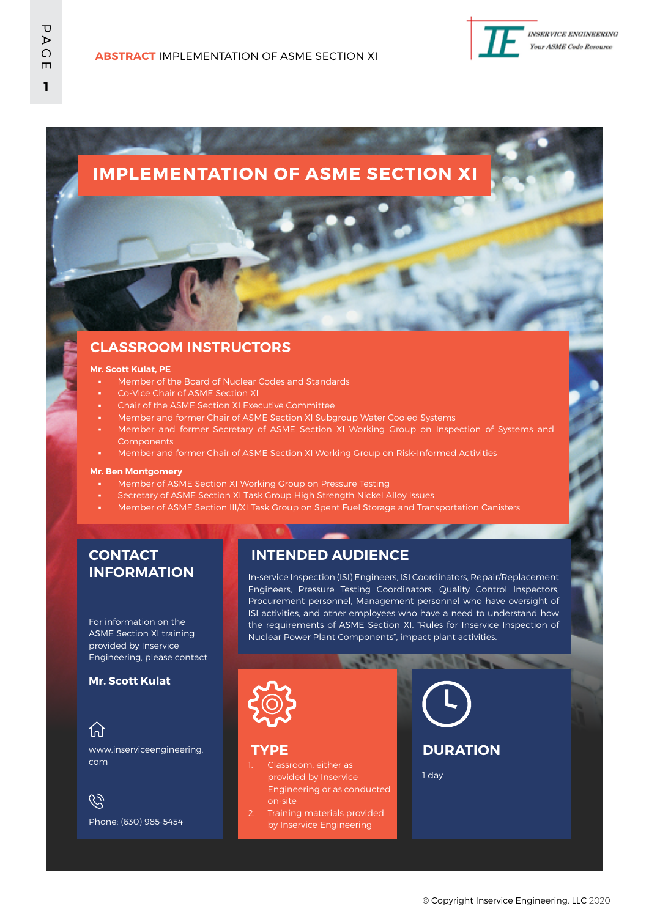# IMPLEMENTATION OF ASME SECTION XI

## CLASSROOM INSTRUCTORS

**Mr. Scott Kulat, PE**

- Member of the Board of Nuclear Codes and Standards
- Co-Vice Chair of ASME Section XI
- Chair of the ASME Section XI Executive Committee
- Member and former Chair of ASME Section XI Subgroup Water Cooled Systems
- Member and former Secretary of ASME Section XI Working Group on Inspection of Systems and Components
- Member and former Chair of ASME Section XI Working Group on Risk-Informed Activities

**Mr. Ben Montgomery**

- Member of ASME Section XI Working Group on Pressure Testing
- Secretary of ASME Section XI Task Group High Strength Nickel Alloy Issues
- Member of ASME Section III/XI Task Group on Spent Fuel Storage and Transportation Canisters

## CONTACT INFORMATION

For information on the ASME Section XI training provided by Inservice Engineering, please contact

**Mr. Scott Kulat**

www.inserviceengineering.com

Phone: (630) 985-5454

## INTENDED AUDIENCE

In-service Inspection (ISI) Engineers, ISI Coordinators, Repair/Replacement Engineers, Pressure Testing Coordinators, Quality Control Inspectors, Procurement personnel, Management personnel who have oversight of ISI activities, and other employees who have a need to understand how the requirements of ASME Section XI, "Rules for Inservice Inspection of Nuclear Power Plant Components", impact plant activities.

## TYPE

1. Classroom, either as provided by Inservice Engineering or as conducted on-site
2. Training materials provided by Inservice Engineering

## DURATION

1 day

© Copyright Inservice Engineering, LLC 2020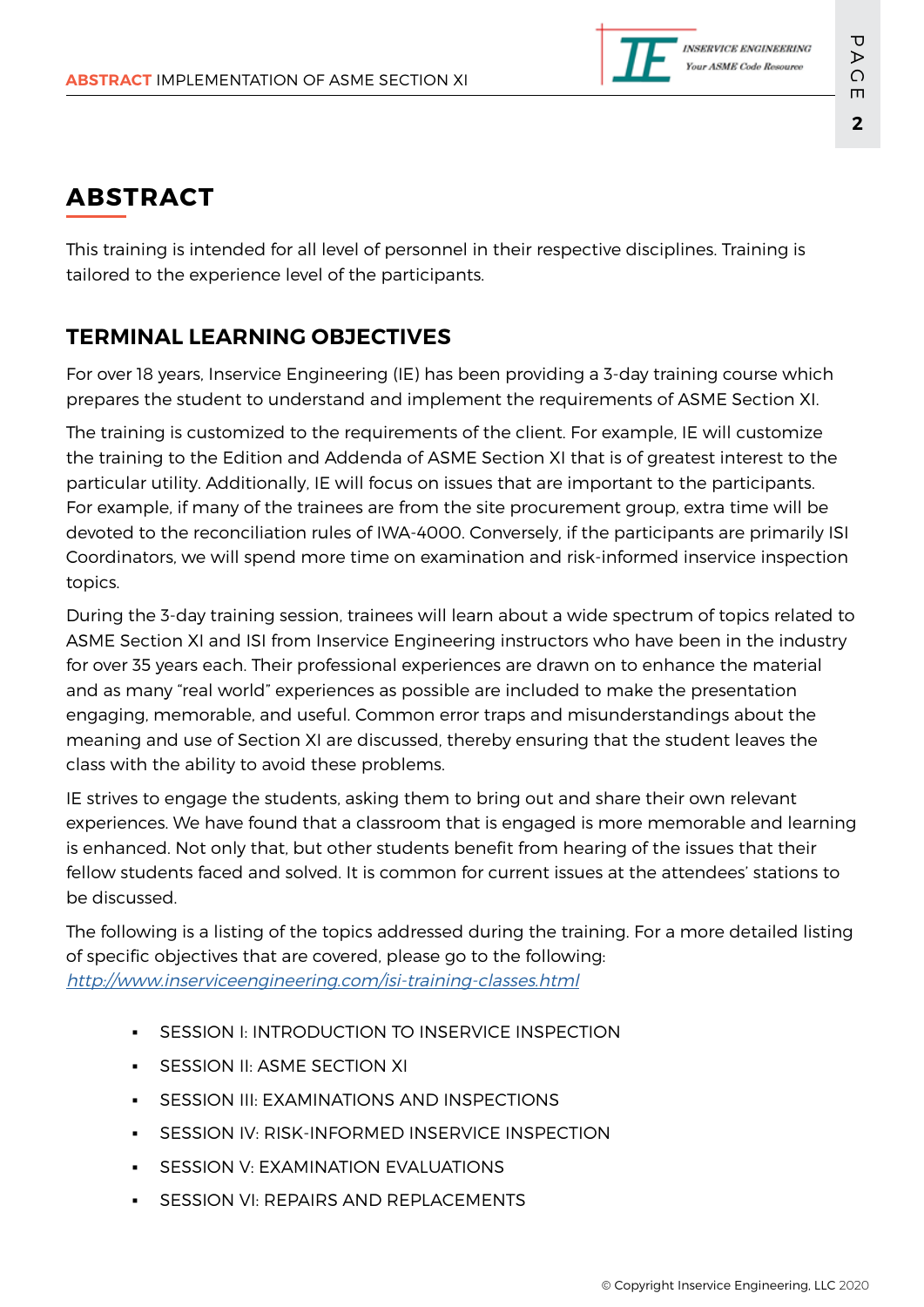## ABSTRACT

This training is intended for all level of personnel in their respective disciplines. Training is tailored to the experience level of the participants.

### TERMINAL LEARNING OBJECTIVES

For over 18 years, Inservice Engineering (IE) has been providing a 3-day training course which prepares the student to understand and implement the requirements of ASME Section XI.

The training is customized to the requirements of the client. For example, IE will customize the training to the Edition and Addenda of ASME Section XI that is of greatest interest to the particular utility. Additionally, IE will focus on issues that are important to the participants. For example, if many of the trainees are from the site procurement group, extra time will be devoted to the reconciliation rules of IWA-4000. Conversely, if the participants are primarily ISI Coordinators, we will spend more time on examination and risk-informed inservice inspection topics.

During the 3-day training session, trainees will learn about a wide spectrum of topics related to ASME Section XI and ISI from Inservice Engineering instructors who have been in the industry for over 35 years each. Their professional experiences are drawn on to enhance the material and as many "real world" experiences as possible are included to make the presentation engaging, memorable, and useful. Common error traps and misunderstandings about the meaning and use of Section XI are discussed, thereby ensuring that the student leaves the class with the ability to avoid these problems.

IE strives to engage the students, asking them to bring out and share their own relevant experiences. We have found that a classroom that is engaged is more memorable and learning is enhanced. Not only that, but other students benefit from hearing of the issues that their fellow students faced and solved. It is common for current issues at the attendees' stations to be discussed.

The following is a listing of the topics addressed during the training. For a more detailed listing of specific objectives that are covered, please go to the following: *http://www.inserviceengineering.com/isi-training-classes.html*

- SESSION I: INTRODUCTION TO INSERVICE INSPECTION
- SESSION II: ASME SECTION XI
- SESSION III: EXAMINATIONS AND INSPECTIONS
- SESSION IV: RISK-INFORMED INSERVICE INSPECTION
- SESSION V: EXAMINATION EVALUATIONS
- SESSION VI: REPAIRS AND REPLACEMENTS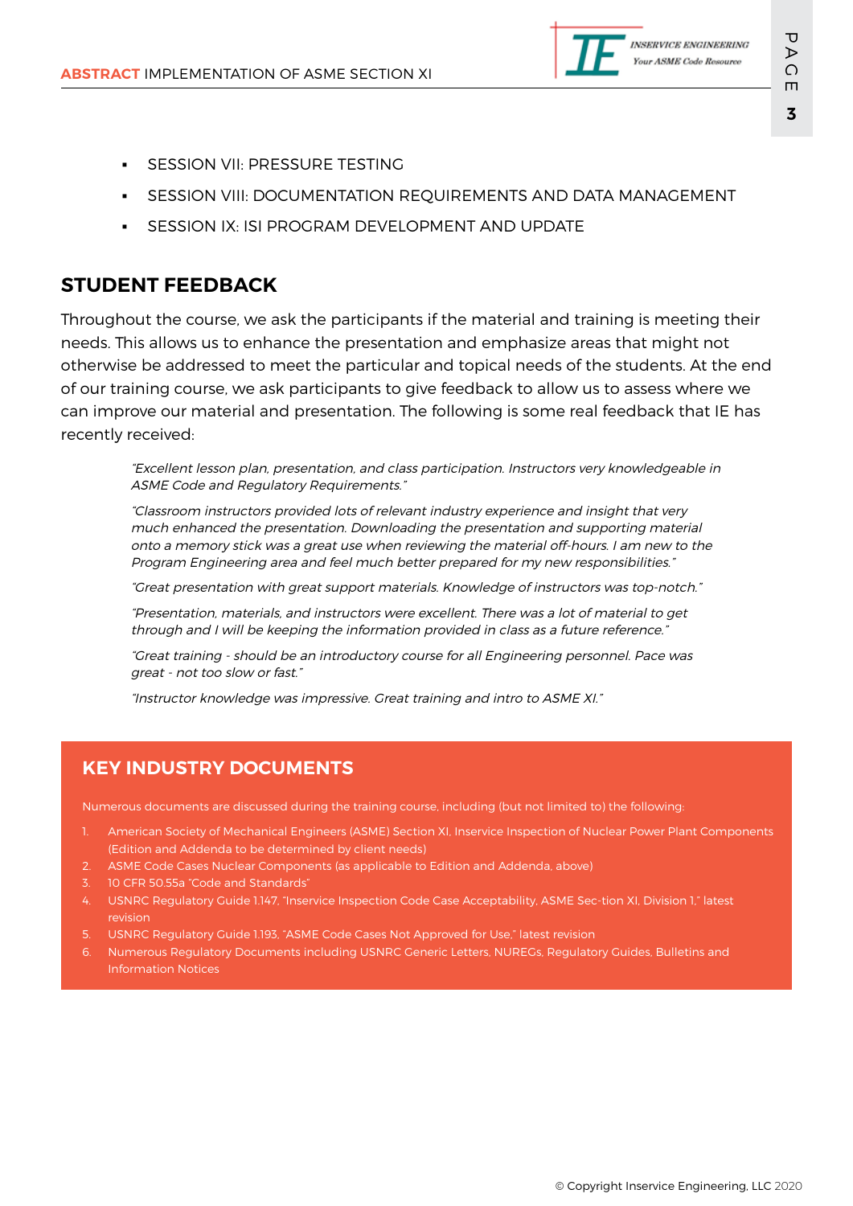- SESSION VII: PRESSURE TESTING
- SESSION VIII: DOCUMENTATION REQUIREMENTS AND DATA MANAGEMENT
- SESSION IX: ISI PROGRAM DEVELOPMENT AND UPDATE

## STUDENT FEEDBACK

Throughout the course, we ask the participants if the material and training is meeting their needs. This allows us to enhance the presentation and emphasize areas that might not otherwise be addressed to meet the particular and topical needs of the students. At the end of our training course, we ask participants to give feedback to allow us to assess where we can improve our material and presentation. The following is some real feedback that IE has recently received:

> *"Excellent lesson plan, presentation, and class participation. Instructors very knowledgeable in ASME Code and Regulatory Requirements."*
>
> *"Classroom instructors provided lots of relevant industry experience and insight that very much enhanced the presentation. Downloading the presentation and supporting material onto a memory stick was a great use when reviewing the material off-hours. I am new to the Program Engineering area and feel much better prepared for my new responsibilities."*
>
> *"Great presentation with great support materials. Knowledge of instructors was top-notch."*
>
> *"Presentation, materials, and instructors were excellent. There was a lot of material to get through and I will be keeping the information provided in class as a future reference."*
>
> *"Great training - should be an introductory course for all Engineering personnel. Pace was great - not too slow or fast."*
>
> *"Instructor knowledge was impressive. Great training and intro to ASME XI."*

## KEY INDUSTRY DOCUMENTS

Numerous documents are discussed during the training course, including (but not limited to) the following:

1. American Society of Mechanical Engineers (ASME) Section XI, Inservice Inspection of Nuclear Power Plant Components (Edition and Addenda to be determined by client needs)
2. ASME Code Cases Nuclear Components (as applicable to Edition and Addenda, above)
3. 10 CFR 50.55a "Code and Standards"
4. USNRC Regulatory Guide 1.147, "Inservice Inspection Code Case Acceptability, ASME Sec-tion XI, Division 1," latest revision
5. USNRC Regulatory Guide 1.193, "ASME Code Cases Not Approved for Use," latest revision
6. Numerous Regulatory Documents including USNRC Generic Letters, NUREGs, Regulatory Guides, Bulletins and Information Notices

© Copyright Inservice Engineering, LLC 2020